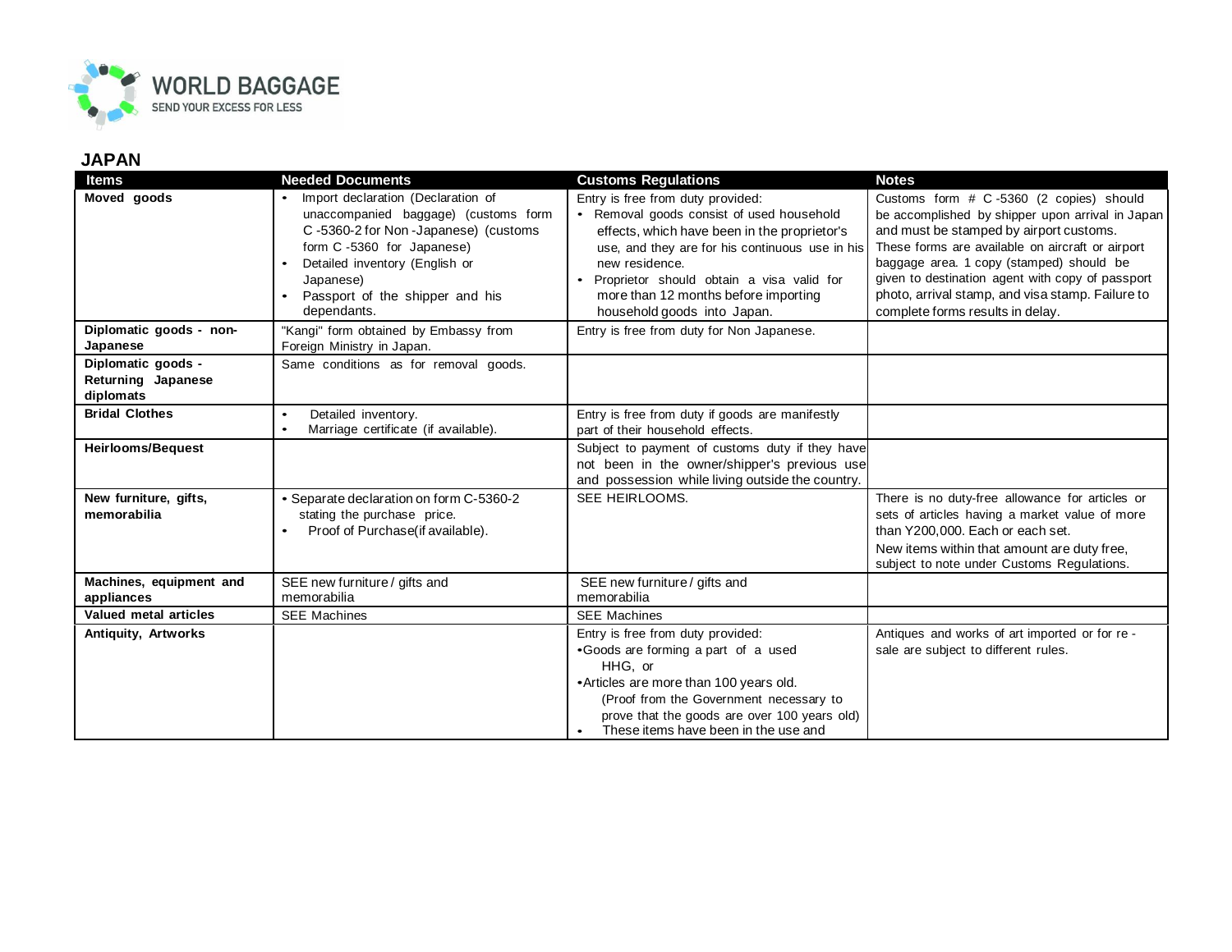WORLD BAGGAGE
SEND YOUR EXCESS FOR LESS

## JAPAN

| Items | Needed Documents | Customs Regulations | Notes |
|---|---|---|---|
| **Moved goods** | • Import declaration (Declaration of unaccompanied baggage) (customs form C -5360-2 for Non -Japanese) (customs form C -5360 for Japanese)<br>• Detailed inventory (English or Japanese)<br>• Passport of the shipper and his dependants. | Entry is free from duty provided:<br>• Removal goods consist of used household effects, which have been in the proprietor's use, and they are for his continuous use in his new residence.<br>• Proprietor should obtain a visa valid for more than 12 months before importing household goods into Japan. | Customs form # C -5360 (2 copies) should be accomplished by shipper upon arrival in Japan and must be stamped by airport customs. These forms are available on aircraft or airport baggage area. 1 copy (stamped) should be given to destination agent with copy of passport photo, arrival stamp, and visa stamp. Failure to complete forms results in delay. |
| **Diplomatic goods - non-Japanese** | "Kangi" form obtained by Embassy from Foreign Ministry in Japan. | Entry is free from duty for Non Japanese. | |
| **Diplomatic goods - Returning Japanese diplomats** | Same conditions as for removal goods. | | |
| **Bridal Clothes** | • Detailed inventory.<br>• Marriage certificate (if available). | Entry is free from duty if goods are manifestly part of their household effects. | |
| **Heirlooms/Bequest** | | Subject to payment of customs duty if they have not been in the owner/shipper's previous use and possession while living outside the country. | |
| **New furniture, gifts, memorabilia** | • Separate declaration on form C-5360-2 stating the purchase price.<br>• Proof of Purchase(if available). | SEE HEIRLOOMS. | There is no duty-free allowance for articles or sets of articles having a market value of more than Y200,000. Each or each set.<br>New items within that amount are duty free, subject to note under Customs Regulations. |
| **Machines, equipment and appliances** | SEE new furniture / gifts and memorabilia | SEE new furniture / gifts and memorabilia | |
| **Valued metal articles** | SEE Machines | SEE Machines | |
| **Antiquity, Artworks** | | Entry is free from duty provided:<br>• Goods are forming a part of a used HHG, or<br>• Articles are more than 100 years old. (Proof from the Government necessary to prove that the goods are over 100 years old)<br>• These items have been in the use and | Antiques and works of art imported or for re - sale are subject to different rules. |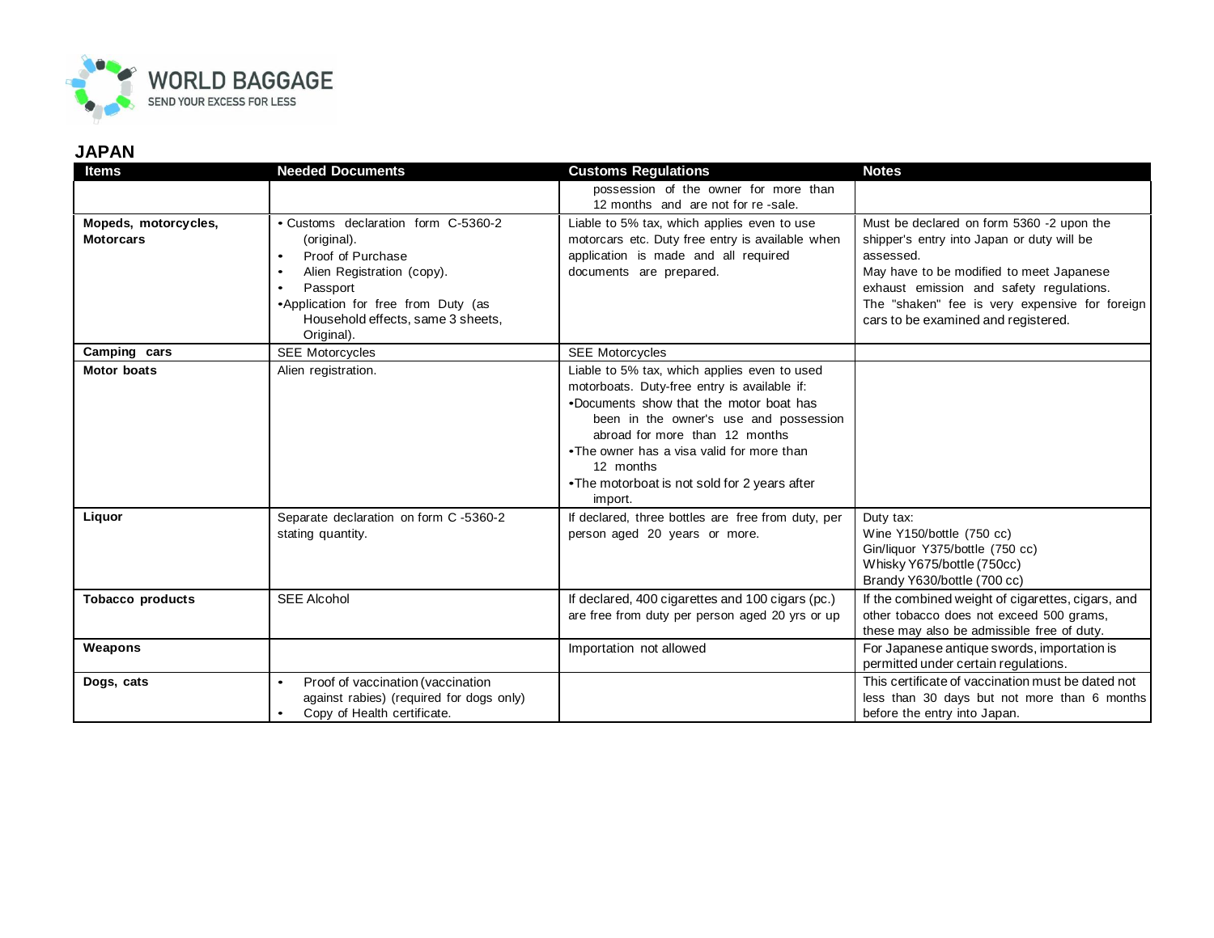## JAPAN

| Items | Needed Documents | Customs Regulations | Notes |
|---|---|---|---|
| | | possession of the owner for more than 12 months and are not for re -sale. | |
| **Mopeds, motorcycles, Motorcars** | • Customs declaration form C-5360-2 (original).<br>• Proof of Purchase<br>• Alien Registration (copy).<br>• Passport<br>• Application for free from Duty (as Household effects, same 3 sheets, Original). | Liable to 5% tax, which applies even to use motorcars etc. Duty free entry is available when application is made and all required documents are prepared. | Must be declared on form 5360 -2 upon the shipper's entry into Japan or duty will be assessed.<br>May have to be modified to meet Japanese exhaust emission and safety regulations.<br>The "shaken" fee is very expensive for foreign cars to be examined and registered. |
| **Camping cars** | SEE Motorcycles | SEE Motorcycles | |
| **Motor boats** | Alien registration. | Liable to 5% tax, which applies even to used motorboats. Duty-free entry is available if:<br>• Documents show that the motor boat has been in the owner's use and possession abroad for more than 12 months<br>• The owner has a visa valid for more than 12 months<br>• The motorboat is not sold for 2 years after import. | |
| **Liquor** | Separate declaration on form C -5360-2 stating quantity. | If declared, three bottles are free from duty, per person aged 20 years or more. | Duty tax:<br>Wine Y150/bottle (750 cc)<br>Gin/liquor Y375/bottle (750 cc)<br>Whisky Y675/bottle (750cc)<br>Brandy Y630/bottle (700 cc) |
| **Tobacco products** | SEE Alcohol | If declared, 400 cigarettes and 100 cigars (pc.) are free from duty per person aged 20 yrs or up | If the combined weight of cigarettes, cigars, and other tobacco does not exceed 500 grams, these may also be admissible free of duty. |
| **Weapons** | | Importation not allowed | For Japanese antique swords, importation is permitted under certain regulations. |
| **Dogs, cats** | • Proof of vaccination (vaccination against rabies) (required for dogs only)<br>• Copy of Health certificate. | | This certificate of vaccination must be dated not less than 30 days but not more than 6 months before the entry into Japan. |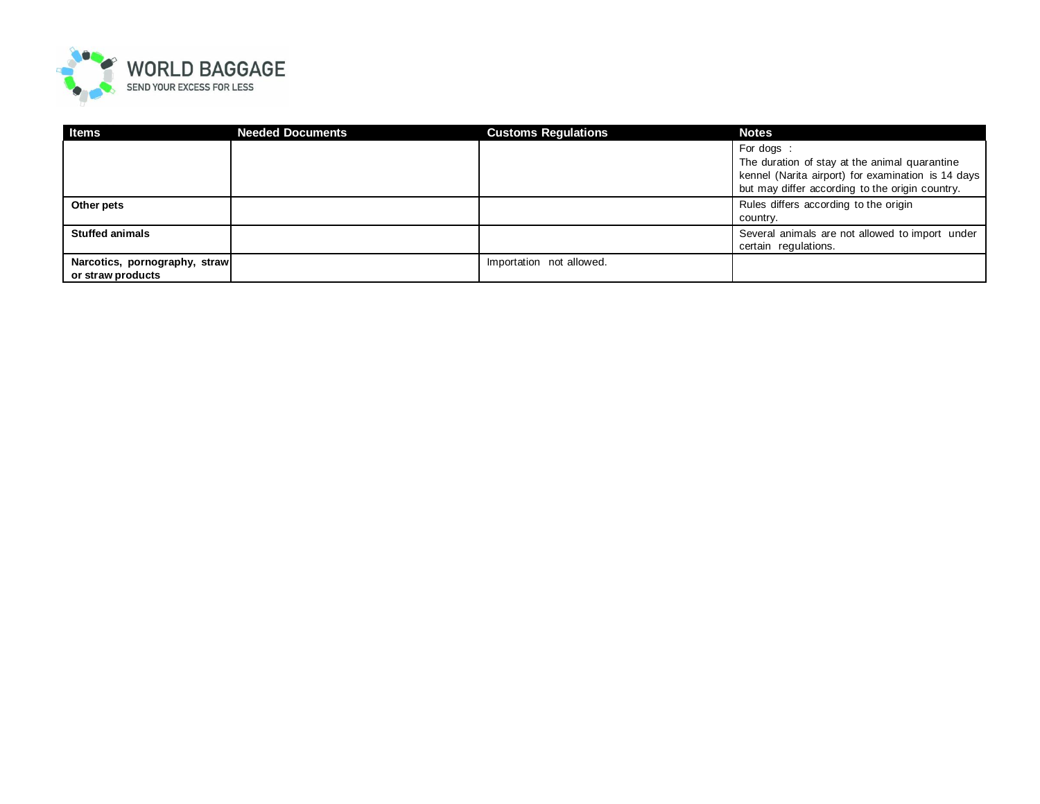| Items | Needed Documents | Customs Regulations | Notes |
|---|---|---|---|
| | | | For dogs :<br>The duration of stay at the animal quarantine kennel (Narita airport) for examination is 14 days but may differ according to the origin country. |
| **Other pets** | | | Rules differs according to the origin country. |
| **Stuffed animals** | | | Several animals are not allowed to import under certain regulations. |
| **Narcotics, pornography, straw or straw products** | | Importation not allowed. | |